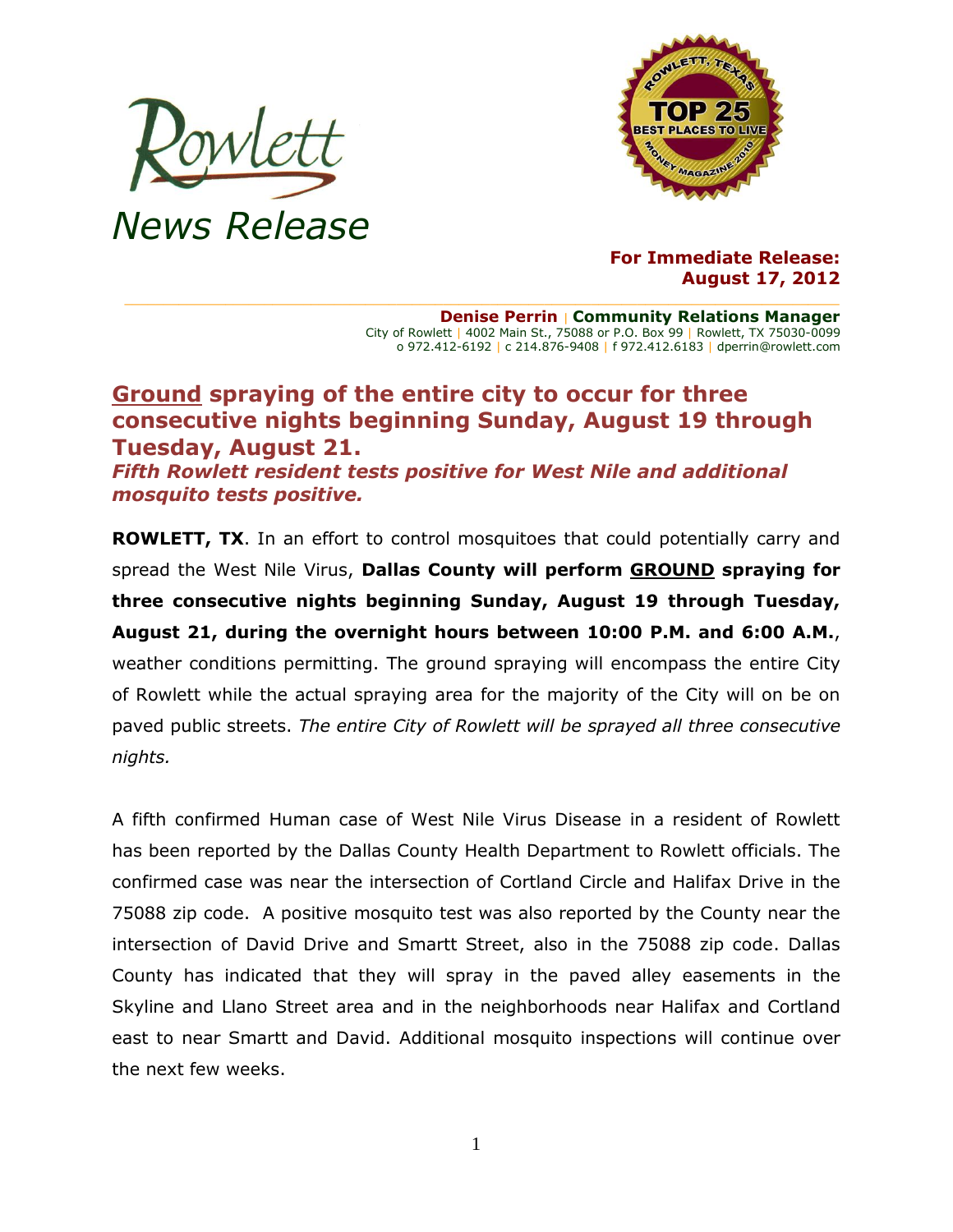Rowlett

News Release

**For Immediate Release:**
**August 17, 2012**

**Denise Perrin | Community Relations Manager**
City of Rowlett | 4002 Main St., 75088 or P.O. Box 99 | Rowlett, TX 75030-0099
o 972.412-6192 | c 214.876-9408 | f 972.412.6183 | dperrin@rowlett.com

## <u>Ground</u> spraying of the entire city to occur for three consecutive nights beginning Sunday, August 19 through Tuesday, August 21.

***Fifth Rowlett resident tests positive for West Nile and additional mosquito tests positive.***

**ROWLETT, TX**. In an effort to control mosquitoes that could potentially carry and spread the West Nile Virus, **Dallas County will perform <u>GROUND</u> spraying for three consecutive nights beginning Sunday, August 19 through Tuesday, August 21, during the overnight hours between 10:00 P.M. and 6:00 A.M.**, weather conditions permitting. The ground spraying will encompass the entire City of Rowlett while the actual spraying area for the majority of the City will on be on paved public streets. *The entire City of Rowlett will be sprayed all three consecutive nights.*

A fifth confirmed Human case of West Nile Virus Disease in a resident of Rowlett has been reported by the Dallas County Health Department to Rowlett officials. The confirmed case was near the intersection of Cortland Circle and Halifax Drive in the 75088 zip code. A positive mosquito test was also reported by the County near the intersection of David Drive and Smartt Street, also in the 75088 zip code. Dallas County has indicated that they will spray in the paved alley easements in the Skyline and Llano Street area and in the neighborhoods near Halifax and Cortland east to near Smartt and David. Additional mosquito inspections will continue over the next few weeks.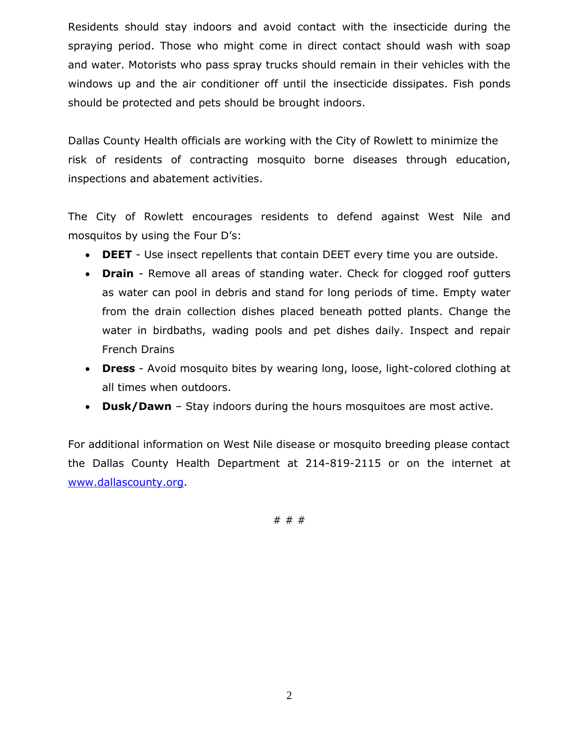Residents should stay indoors and avoid contact with the insecticide during the spraying period. Those who might come in direct contact should wash with soap and water. Motorists who pass spray trucks should remain in their vehicles with the windows up and the air conditioner off until the insecticide dissipates. Fish ponds should be protected and pets should be brought indoors.

Dallas County Health officials are working with the City of Rowlett to minimize the risk of residents of contracting mosquito borne diseases through education, inspections and abatement activities.

The City of Rowlett encourages residents to defend against West Nile and mosquitos by using the Four D's:

- **DEET** - Use insect repellents that contain DEET every time you are outside.
- **Drain** - Remove all areas of standing water. Check for clogged roof gutters as water can pool in debris and stand for long periods of time. Empty water from the drain collection dishes placed beneath potted plants. Change the water in birdbaths, wading pools and pet dishes daily. Inspect and repair French Drains
- **Dress** - Avoid mosquito bites by wearing long, loose, light-colored clothing at all times when outdoors.
- **Dusk/Dawn** – Stay indoors during the hours mosquitoes are most active.

For additional information on West Nile disease or mosquito breeding please contact the Dallas County Health Department at 214-819-2115 or on the internet at [www.dallascounty.org](http://www.dallascounty.org).

# # #